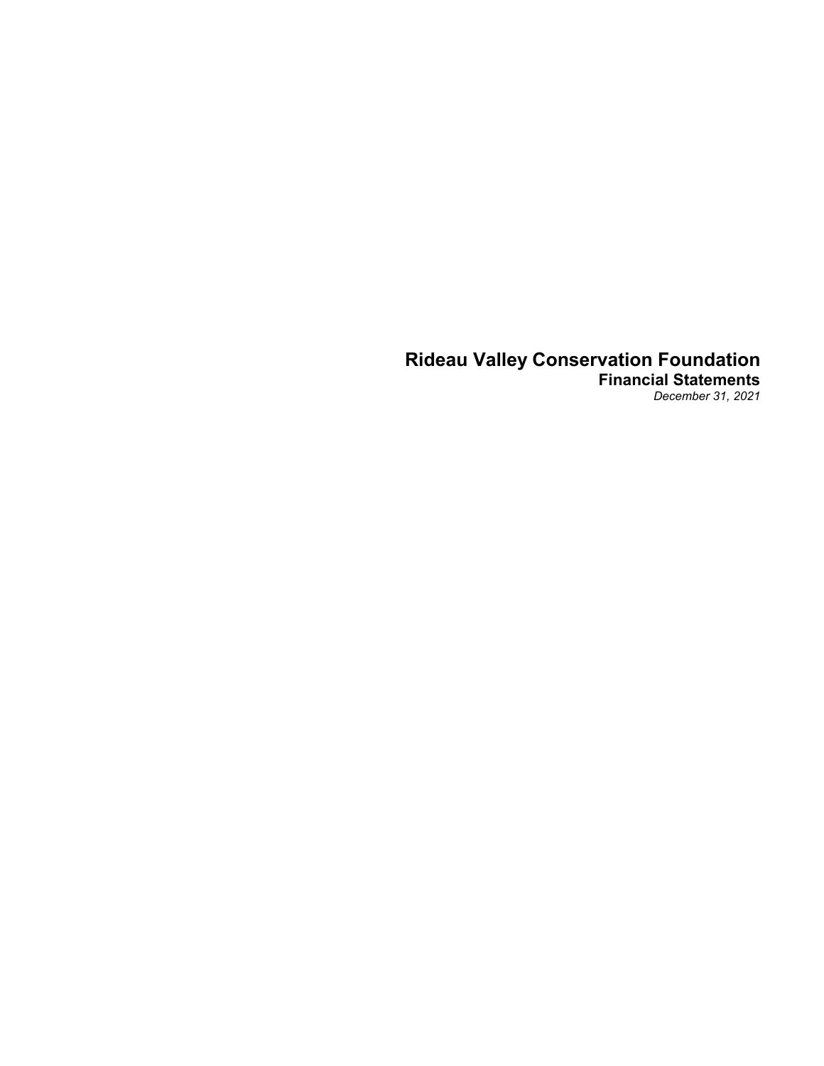# Rideau Valley Conservation Foundation

## Financial Statements

*December 31, 2021*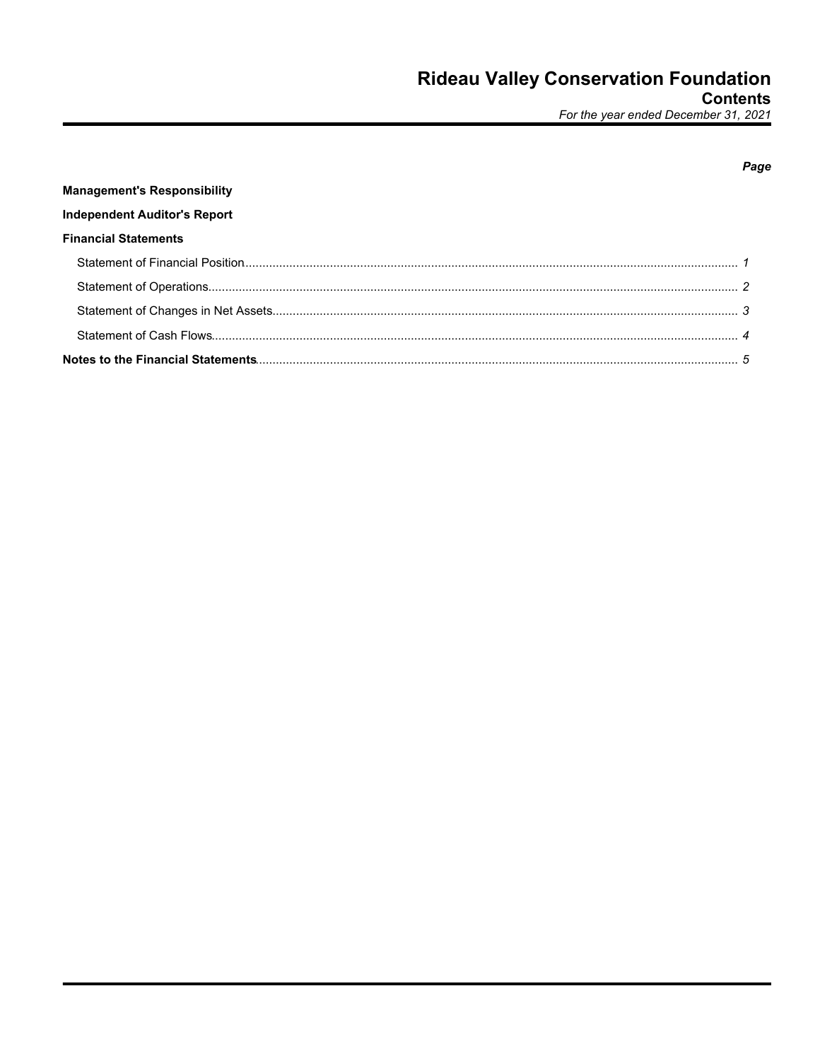# Rideau Valley Conservation Foundation

## Contents

*For the year ended December 31, 2021*

| | *Page* |
|---|---|
| **Management's Responsibility** | |
| **Independent Auditor's Report** | |
| **Financial Statements** | |
| Statement of Financial Position | *1* |
| Statement of Operations | *2* |
| Statement of Changes in Net Assets | *3* |
| Statement of Cash Flows | *4* |
| **Notes to the Financial Statements** | *5* |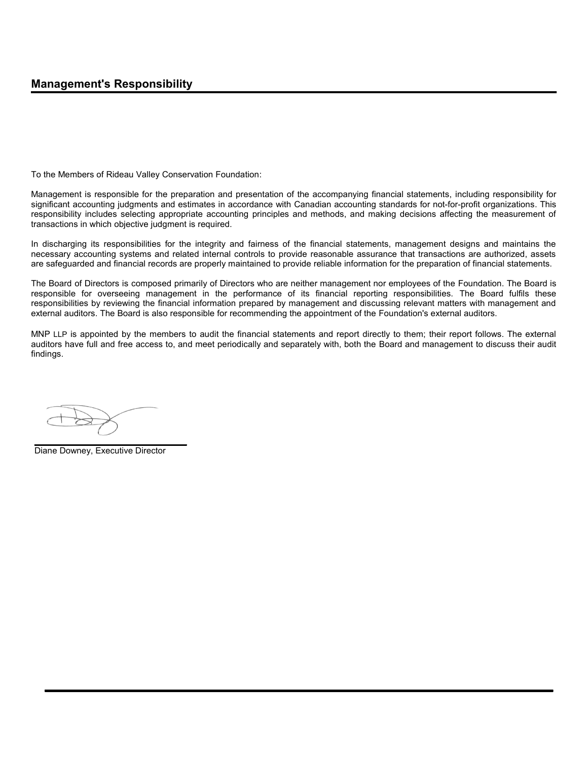## Management's Responsibility

To the Members of Rideau Valley Conservation Foundation:

Management is responsible for the preparation and presentation of the accompanying financial statements, including responsibility for significant accounting judgments and estimates in accordance with Canadian accounting standards for not-for-profit organizations. This responsibility includes selecting appropriate accounting principles and methods, and making decisions affecting the measurement of transactions in which objective judgment is required.

In discharging its responsibilities for the integrity and fairness of the financial statements, management designs and maintains the necessary accounting systems and related internal controls to provide reasonable assurance that transactions are authorized, assets are safeguarded and financial records are properly maintained to provide reliable information for the preparation of financial statements.

The Board of Directors is composed primarily of Directors who are neither management nor employees of the Foundation. The Board is responsible for overseeing management in the performance of its financial reporting responsibilities. The Board fulfils these responsibilities by reviewing the financial information prepared by management and discussing relevant matters with management and external auditors. The Board is also responsible for recommending the appointment of the Foundation's external auditors.

MNP LLP is appointed by the members to audit the financial statements and report directly to them; their report follows. The external auditors have full and free access to, and meet periodically and separately with, both the Board and management to discuss their audit findings.

Diane Downey, Executive Director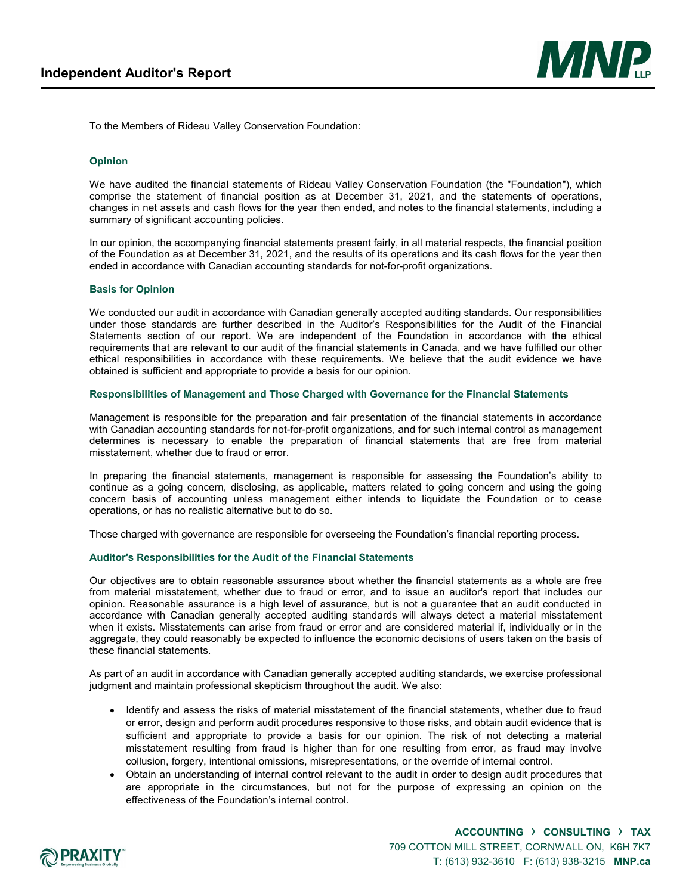## Independent Auditor's Report

To the Members of Rideau Valley Conservation Foundation:

### Opinion

We have audited the financial statements of Rideau Valley Conservation Foundation (the "Foundation"), which comprise the statement of financial position as at December 31, 2021, and the statements of operations, changes in net assets and cash flows for the year then ended, and notes to the financial statements, including a summary of significant accounting policies.

In our opinion, the accompanying financial statements present fairly, in all material respects, the financial position of the Foundation as at December 31, 2021, and the results of its operations and its cash flows for the year then ended in accordance with Canadian accounting standards for not-for-profit organizations.

### Basis for Opinion

We conducted our audit in accordance with Canadian generally accepted auditing standards. Our responsibilities under those standards are further described in the Auditor's Responsibilities for the Audit of the Financial Statements section of our report. We are independent of the Foundation in accordance with the ethical requirements that are relevant to our audit of the financial statements in Canada, and we have fulfilled our other ethical responsibilities in accordance with these requirements. We believe that the audit evidence we have obtained is sufficient and appropriate to provide a basis for our opinion.

### Responsibilities of Management and Those Charged with Governance for the Financial Statements

Management is responsible for the preparation and fair presentation of the financial statements in accordance with Canadian accounting standards for not-for-profit organizations, and for such internal control as management determines is necessary to enable the preparation of financial statements that are free from material misstatement, whether due to fraud or error.

In preparing the financial statements, management is responsible for assessing the Foundation's ability to continue as a going concern, disclosing, as applicable, matters related to going concern and using the going concern basis of accounting unless management either intends to liquidate the Foundation or to cease operations, or has no realistic alternative but to do so.

Those charged with governance are responsible for overseeing the Foundation's financial reporting process.

### Auditor's Responsibilities for the Audit of the Financial Statements

Our objectives are to obtain reasonable assurance about whether the financial statements as a whole are free from material misstatement, whether due to fraud or error, and to issue an auditor's report that includes our opinion. Reasonable assurance is a high level of assurance, but is not a guarantee that an audit conducted in accordance with Canadian generally accepted auditing standards will always detect a material misstatement when it exists. Misstatements can arise from fraud or error and are considered material if, individually or in the aggregate, they could reasonably be expected to influence the economic decisions of users taken on the basis of these financial statements.

As part of an audit in accordance with Canadian generally accepted auditing standards, we exercise professional judgment and maintain professional skepticism throughout the audit. We also:

- Identify and assess the risks of material misstatement of the financial statements, whether due to fraud or error, design and perform audit procedures responsive to those risks, and obtain audit evidence that is sufficient and appropriate to provide a basis for our opinion. The risk of not detecting a material misstatement resulting from fraud is higher than for one resulting from error, as fraud may involve collusion, forgery, intentional omissions, misrepresentations, or the override of internal control.
- Obtain an understanding of internal control relevant to the audit in order to design audit procedures that are appropriate in the circumstances, but not for the purpose of expressing an opinion on the effectiveness of the Foundation's internal control.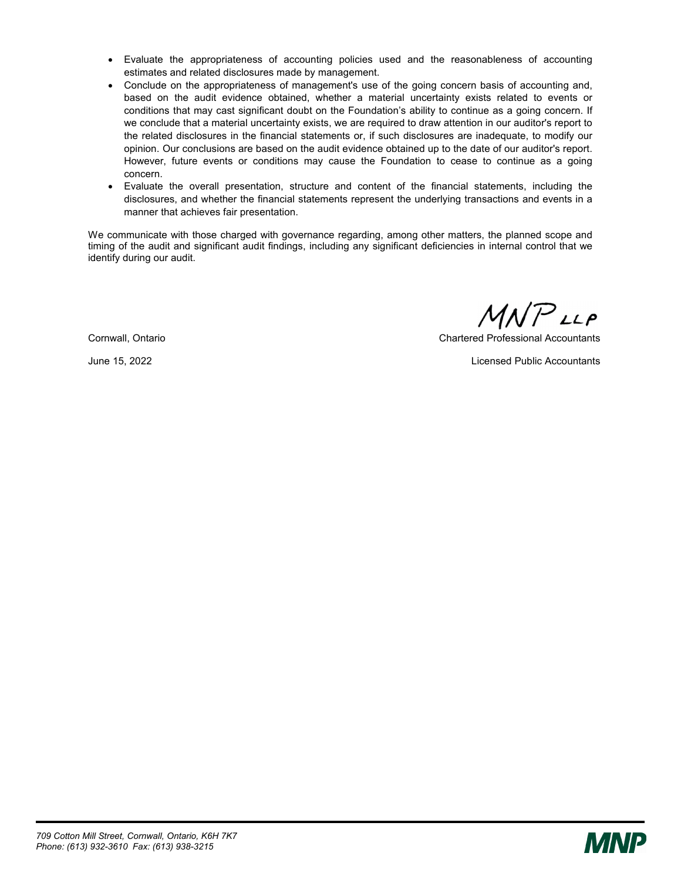- Evaluate the appropriateness of accounting policies used and the reasonableness of accounting estimates and related disclosures made by management.
- Conclude on the appropriateness of management's use of the going concern basis of accounting and, based on the audit evidence obtained, whether a material uncertainty exists related to events or conditions that may cast significant doubt on the Foundation's ability to continue as a going concern. If we conclude that a material uncertainty exists, we are required to draw attention in our auditor's report to the related disclosures in the financial statements or, if such disclosures are inadequate, to modify our opinion. Our conclusions are based on the audit evidence obtained up to the date of our auditor's report. However, future events or conditions may cause the Foundation to cease to continue as a going concern.
- Evaluate the overall presentation, structure and content of the financial statements, including the disclosures, and whether the financial statements represent the underlying transactions and events in a manner that achieves fair presentation.

We communicate with those charged with governance regarding, among other matters, the planned scope and timing of the audit and significant audit findings, including any significant deficiencies in internal control that we identify during our audit.

MNP LLP

Cornwall, Ontario

June 15, 2022

Chartered Professional Accountants

Licensed Public Accountants

*709 Cotton Mill Street, Cornwall, Ontario, K6H 7K7*
*Phone: (613) 932-3610 Fax: (613) 938-3215*

MNP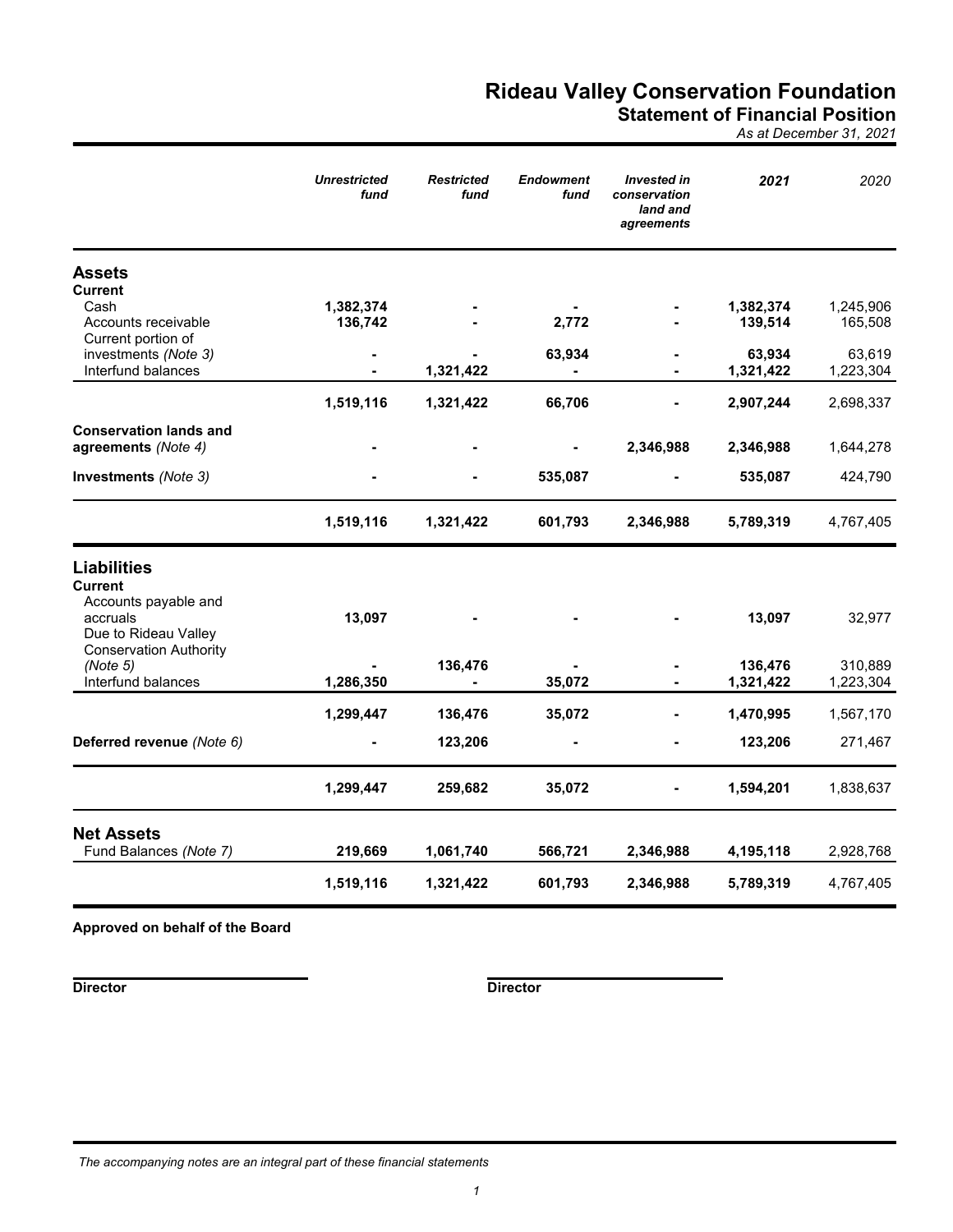# Rideau Valley Conservation Foundation

## Statement of Financial Position

*As at December 31, 2021*

| | *Unrestricted fund* | *Restricted fund* | *Endowment fund* | *Invested in conservation land and agreements* | *2021* | *2020* |
|---|---|---|---|---|---|---|
| **Assets** | | | | | | |
| **Current** | | | | | | |
| Cash | **1,382,374** | **-** | **-** | **-** | **1,382,374** | 1,245,906 |
| Accounts receivable | **136,742** | **-** | **2,772** | **-** | **139,514** | 165,508 |
| Current portion of investments *(Note 3)* | **-** | **-** | **63,934** | **-** | **63,934** | 63,619 |
| Interfund balances | **-** | **1,321,422** | **-** | **-** | **1,321,422** | 1,223,304 |
| | **1,519,116** | **1,321,422** | **66,706** | **-** | **2,907,244** | 2,698,337 |
| **Conservation lands and agreements** *(Note 4)* | **-** | **-** | **-** | **2,346,988** | **2,346,988** | 1,644,278 |
| **Investments** *(Note 3)* | **-** | **-** | **535,087** | **-** | **535,087** | 424,790 |
| | **1,519,116** | **1,321,422** | **601,793** | **2,346,988** | **5,789,319** | 4,767,405 |
| **Liabilities** | | | | | | |
| **Current** | | | | | | |
| Accounts payable and accruals | **13,097** | **-** | **-** | **-** | **13,097** | 32,977 |
| Due to Rideau Valley Conservation Authority *(Note 5)* | **-** | **136,476** | **-** | **-** | **136,476** | 310,889 |
| Interfund balances | **1,286,350** | **-** | **35,072** | **-** | **1,321,422** | 1,223,304 |
| | **1,299,447** | **136,476** | **35,072** | **-** | **1,470,995** | 1,567,170 |
| **Deferred revenue** *(Note 6)* | **-** | **123,206** | **-** | **-** | **123,206** | 271,467 |
| | **1,299,447** | **259,682** | **35,072** | **-** | **1,594,201** | 1,838,637 |
| **Net Assets** | | | | | | |
| Fund Balances *(Note 7)* | **219,669** | **1,061,740** | **566,721** | **2,346,988** | **4,195,118** | 2,928,768 |
| | **1,519,116** | **1,321,422** | **601,793** | **2,346,988** | **5,789,319** | 4,767,405 |

**Approved on behalf of the Board**

**Director** **Director**

*The accompanying notes are an integral part of these financial statements*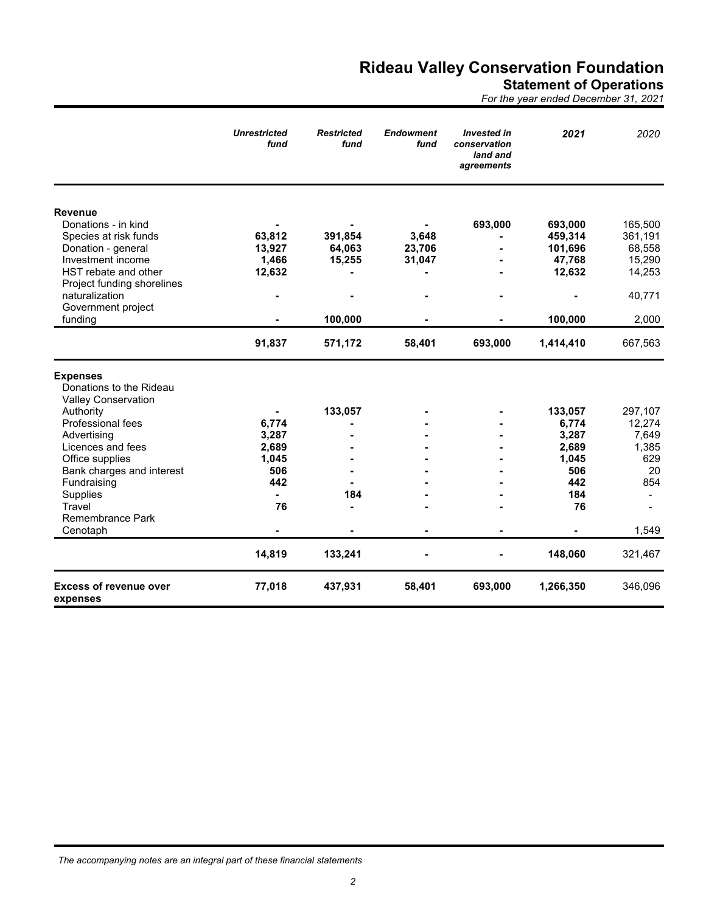# Rideau Valley Conservation Foundation

## Statement of Operations

*For the year ended December 31, 2021*

| | *Unrestricted fund* | *Restricted fund* | *Endowment fund* | *Invested in conservation land and agreements* | *2021* | *2020* |
|---|---|---|---|---|---|---|
| **Revenue** | | | | | | |
| Donations - in kind | **-** | **-** | **-** | **693,000** | **693,000** | 165,500 |
| Species at risk funds | **63,812** | **391,854** | **3,648** | **-** | **459,314** | 361,191 |
| Donation - general | **13,927** | **64,063** | **23,706** | **-** | **101,696** | 68,558 |
| Investment income | **1,466** | **15,255** | **31,047** | **-** | **47,768** | 15,290 |
| HST rebate and other | **12,632** | **-** | **-** | **-** | **12,632** | 14,253 |
| Project funding shorelines naturalization | **-** | **-** | **-** | **-** | **-** | 40,771 |
| Government project funding | **-** | **100,000** | **-** | **-** | **100,000** | 2,000 |
| | **91,837** | **571,172** | **58,401** | **693,000** | **1,414,410** | 667,563 |
| **Expenses** | | | | | | |
| Donations to the Rideau Valley Conservation Authority | **-** | **133,057** | **-** | **-** | **133,057** | 297,107 |
| Professional fees | **6,774** | **-** | **-** | **-** | **6,774** | 12,274 |
| Advertising | **3,287** | **-** | **-** | **-** | **3,287** | 7,649 |
| Licences and fees | **2,689** | **-** | **-** | **-** | **2,689** | 1,385 |
| Office supplies | **1,045** | **-** | **-** | **-** | **1,045** | 629 |
| Bank charges and interest | **506** | **-** | **-** | **-** | **506** | 20 |
| Fundraising | **442** | **-** | **-** | **-** | **442** | 854 |
| Supplies | **-** | **184** | **-** | **-** | **184** | - |
| Travel | **76** | **-** | **-** | **-** | **76** | - |
| Remembrance Park Cenotaph | **-** | **-** | **-** | **-** | **-** | 1,549 |
| | **14,819** | **133,241** | **-** | **-** | **148,060** | 321,467 |
| **Excess of revenue over expenses** | **77,018** | **437,931** | **58,401** | **693,000** | **1,266,350** | 346,096 |

*The accompanying notes are an integral part of these financial statements*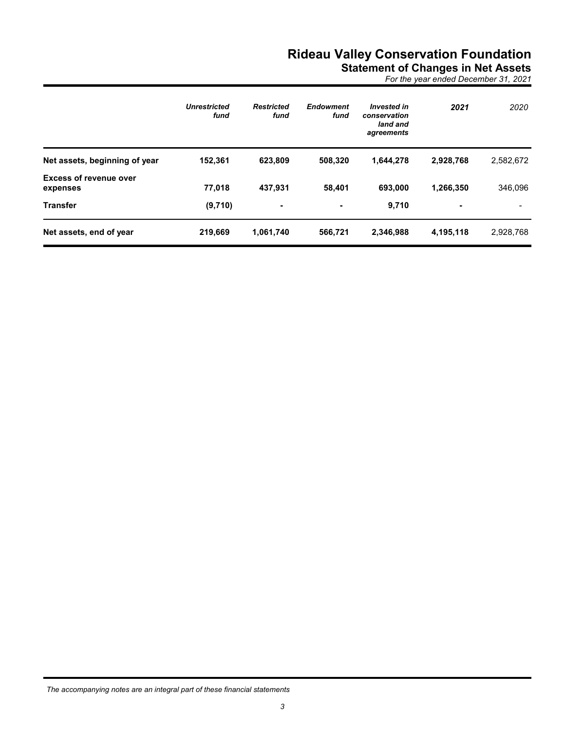# Rideau Valley Conservation Foundation

## Statement of Changes in Net Assets

*For the year ended December 31, 2021*

| | ***Unrestricted fund*** | ***Restricted fund*** | ***Endowment fund*** | ***Invested in conservation land and agreements*** | ***2021*** | *2020* |
|---|---|---|---|---|---|---|
| **Net assets, beginning of year** | **152,361** | **623,809** | **508,320** | **1,644,278** | **2,928,768** | 2,582,672 |
| **Excess of revenue over expenses** | **77,018** | **437,931** | **58,401** | **693,000** | **1,266,350** | 346,096 |
| **Transfer** | **(9,710)** | **-** | **-** | **9,710** | **-** | - |
| **Net assets, end of year** | **219,669** | **1,061,740** | **566,721** | **2,346,988** | **4,195,118** | 2,928,768 |

*The accompanying notes are an integral part of these financial statements*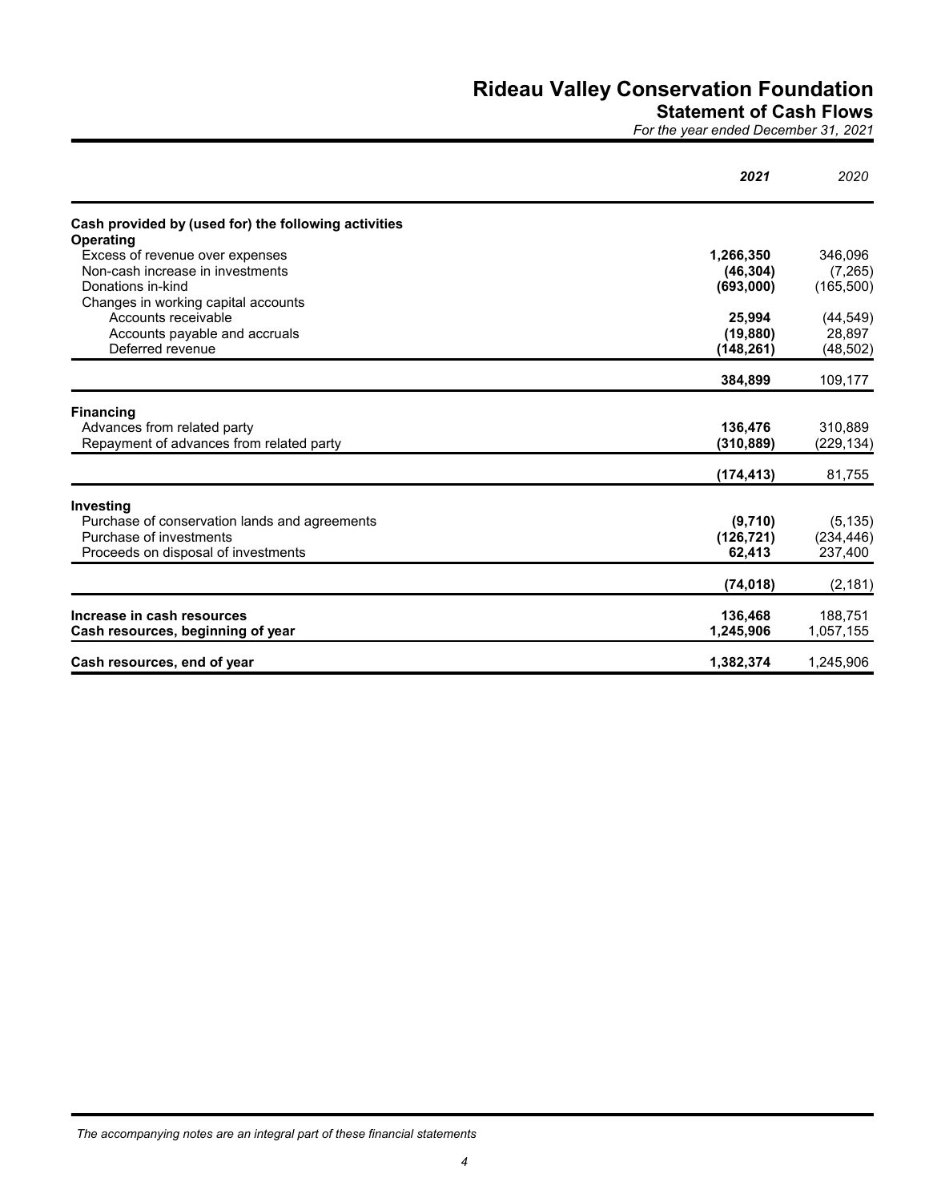# Rideau Valley Conservation Foundation

## Statement of Cash Flows

*For the year ended December 31, 2021*

| | ***2021*** | *2020* |
|---|---|---|
| **Cash provided by (used for) the following activities** | | |
| **Operating** | | |
| Excess of revenue over expenses | **1,266,350** | 346,096 |
| Non-cash increase in investments | **(46,304)** | (7,265) |
| Donations in-kind | **(693,000)** | (165,500) |
| Changes in working capital accounts | | |
| Accounts receivable | **25,994** | (44,549) |
| Accounts payable and accruals | **(19,880)** | 28,897 |
| Deferred revenue | **(148,261)** | (48,502) |
| | **384,899** | 109,177 |
| **Financing** | | |
| Advances from related party | **136,476** | 310,889 |
| Repayment of advances from related party | **(310,889)** | (229,134) |
| | **(174,413)** | 81,755 |
| **Investing** | | |
| Purchase of conservation lands and agreements | **(9,710)** | (5,135) |
| Purchase of investments | **(126,721)** | (234,446) |
| Proceeds on disposal of investments | **62,413** | 237,400 |
| | **(74,018)** | (2,181) |
| **Increase in cash resources** | **136,468** | 188,751 |
| **Cash resources, beginning of year** | **1,245,906** | 1,057,155 |
| **Cash resources, end of year** | **1,382,374** | 1,245,906 |

*The accompanying notes are an integral part of these financial statements*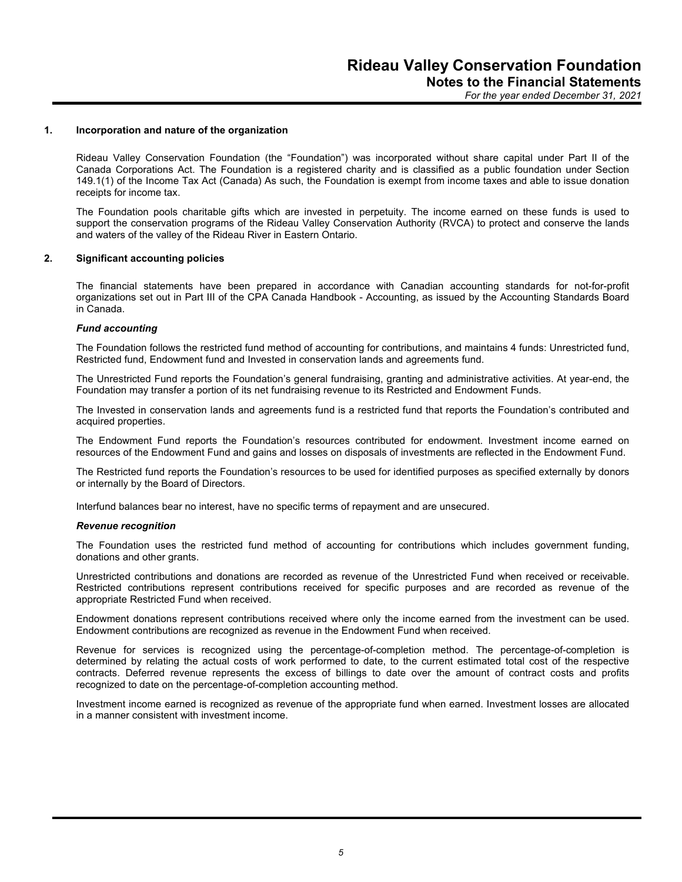# Rideau Valley Conservation Foundation
## Notes to the Financial Statements
*For the year ended December 31, 2021*

### 1. Incorporation and nature of the organization

Rideau Valley Conservation Foundation (the "Foundation") was incorporated without share capital under Part II of the Canada Corporations Act. The Foundation is a registered charity and is classified as a public foundation under Section 149.1(1) of the Income Tax Act (Canada) As such, the Foundation is exempt from income taxes and able to issue donation receipts for income tax.

The Foundation pools charitable gifts which are invested in perpetuity. The income earned on these funds is used to support the conservation programs of the Rideau Valley Conservation Authority (RVCA) to protect and conserve the lands and waters of the valley of the Rideau River in Eastern Ontario.

### 2. Significant accounting policies

The financial statements have been prepared in accordance with Canadian accounting standards for not-for-profit organizations set out in Part III of the CPA Canada Handbook - Accounting, as issued by the Accounting Standards Board in Canada.

***Fund accounting***

The Foundation follows the restricted fund method of accounting for contributions, and maintains 4 funds: Unrestricted fund, Restricted fund, Endowment fund and Invested in conservation lands and agreements fund.

The Unrestricted Fund reports the Foundation's general fundraising, granting and administrative activities. At year-end, the Foundation may transfer a portion of its net fundraising revenue to its Restricted and Endowment Funds.

The Invested in conservation lands and agreements fund is a restricted fund that reports the Foundation's contributed and acquired properties.

The Endowment Fund reports the Foundation's resources contributed for endowment. Investment income earned on resources of the Endowment Fund and gains and losses on disposals of investments are reflected in the Endowment Fund.

The Restricted fund reports the Foundation's resources to be used for identified purposes as specified externally by donors or internally by the Board of Directors.

Interfund balances bear no interest, have no specific terms of repayment and are unsecured.

***Revenue recognition***

The Foundation uses the restricted fund method of accounting for contributions which includes government funding, donations and other grants.

Unrestricted contributions and donations are recorded as revenue of the Unrestricted Fund when received or receivable. Restricted contributions represent contributions received for specific purposes and are recorded as revenue of the appropriate Restricted Fund when received.

Endowment donations represent contributions received where only the income earned from the investment can be used. Endowment contributions are recognized as revenue in the Endowment Fund when received.

Revenue for services is recognized using the percentage-of-completion method. The percentage-of-completion is determined by relating the actual costs of work performed to date, to the current estimated total cost of the respective contracts. Deferred revenue represents the excess of billings to date over the amount of contract costs and profits recognized to date on the percentage-of-completion accounting method.

Investment income earned is recognized as revenue of the appropriate fund when earned. Investment losses are allocated in a manner consistent with investment income.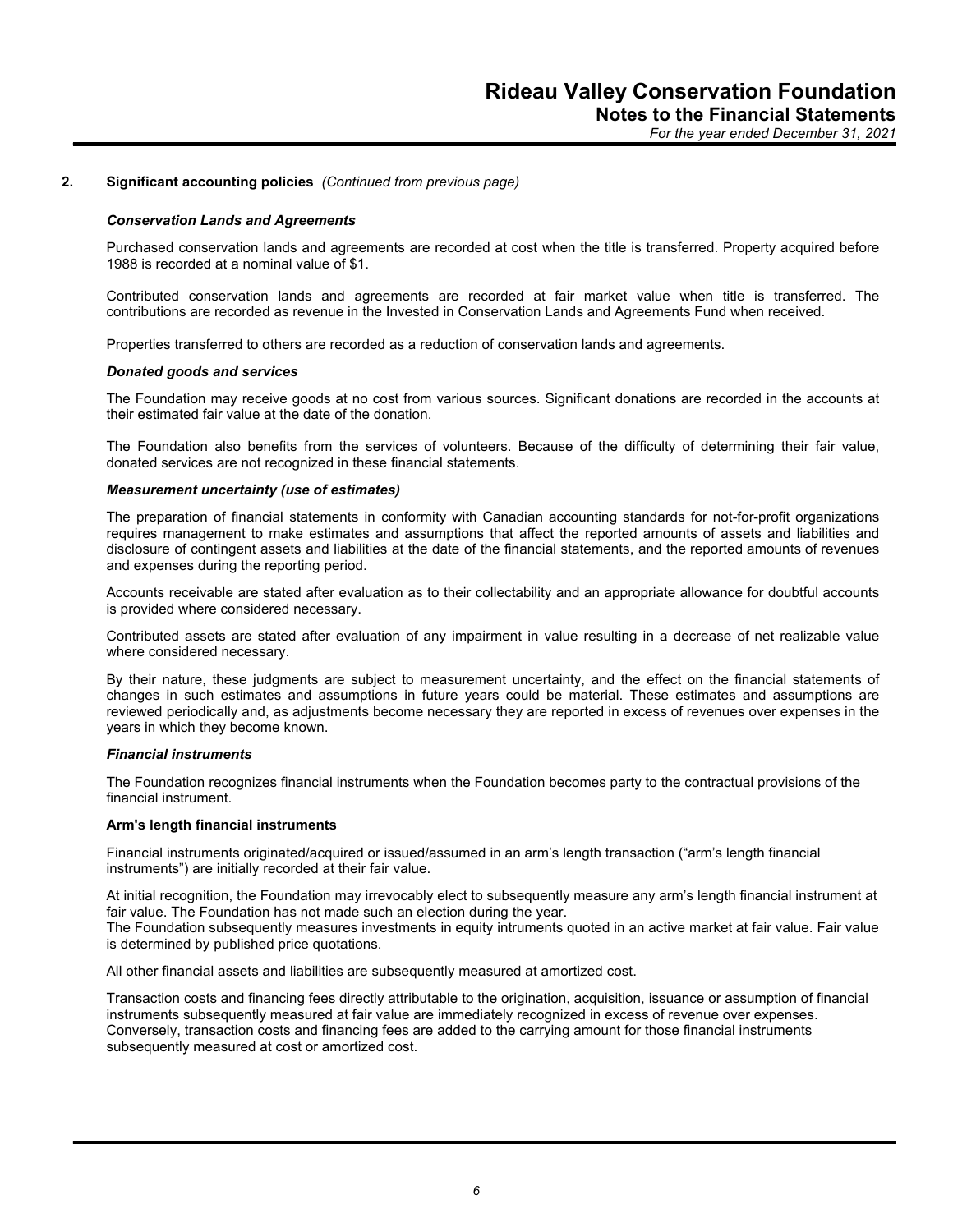## 2. Significant accounting policies *(Continued from previous page)*

***Conservation Lands and Agreements***

Purchased conservation lands and agreements are recorded at cost when the title is transferred. Property acquired before 1988 is recorded at a nominal value of $1.

Contributed conservation lands and agreements are recorded at fair market value when title is transferred. The contributions are recorded as revenue in the Invested in Conservation Lands and Agreements Fund when received.

Properties transferred to others are recorded as a reduction of conservation lands and agreements.

***Donated goods and services***

The Foundation may receive goods at no cost from various sources. Significant donations are recorded in the accounts at their estimated fair value at the date of the donation.

The Foundation also benefits from the services of volunteers. Because of the difficulty of determining their fair value, donated services are not recognized in these financial statements.

***Measurement uncertainty (use of estimates)***

The preparation of financial statements in conformity with Canadian accounting standards for not-for-profit organizations requires management to make estimates and assumptions that affect the reported amounts of assets and liabilities and disclosure of contingent assets and liabilities at the date of the financial statements, and the reported amounts of revenues and expenses during the reporting period.

Accounts receivable are stated after evaluation as to their collectability and an appropriate allowance for doubtful accounts is provided where considered necessary.

Contributed assets are stated after evaluation of any impairment in value resulting in a decrease of net realizable value where considered necessary.

By their nature, these judgments are subject to measurement uncertainty, and the effect on the financial statements of changes in such estimates and assumptions in future years could be material. These estimates and assumptions are reviewed periodically and, as adjustments become necessary they are reported in excess of revenues over expenses in the years in which they become known.

***Financial instruments***

The Foundation recognizes financial instruments when the Foundation becomes party to the contractual provisions of the financial instrument.

**Arm's length financial instruments**

Financial instruments originated/acquired or issued/assumed in an arm's length transaction ("arm's length financial instruments") are initially recorded at their fair value.

At initial recognition, the Foundation may irrevocably elect to subsequently measure any arm's length financial instrument at fair value. The Foundation has not made such an election during the year.
The Foundation subsequently measures investments in equity intruments quoted in an active market at fair value. Fair value is determined by published price quotations.

All other financial assets and liabilities are subsequently measured at amortized cost.

Transaction costs and financing fees directly attributable to the origination, acquisition, issuance or assumption of financial instruments subsequently measured at fair value are immediately recognized in excess of revenue over expenses. Conversely, transaction costs and financing fees are added to the carrying amount for those financial instruments subsequently measured at cost or amortized cost.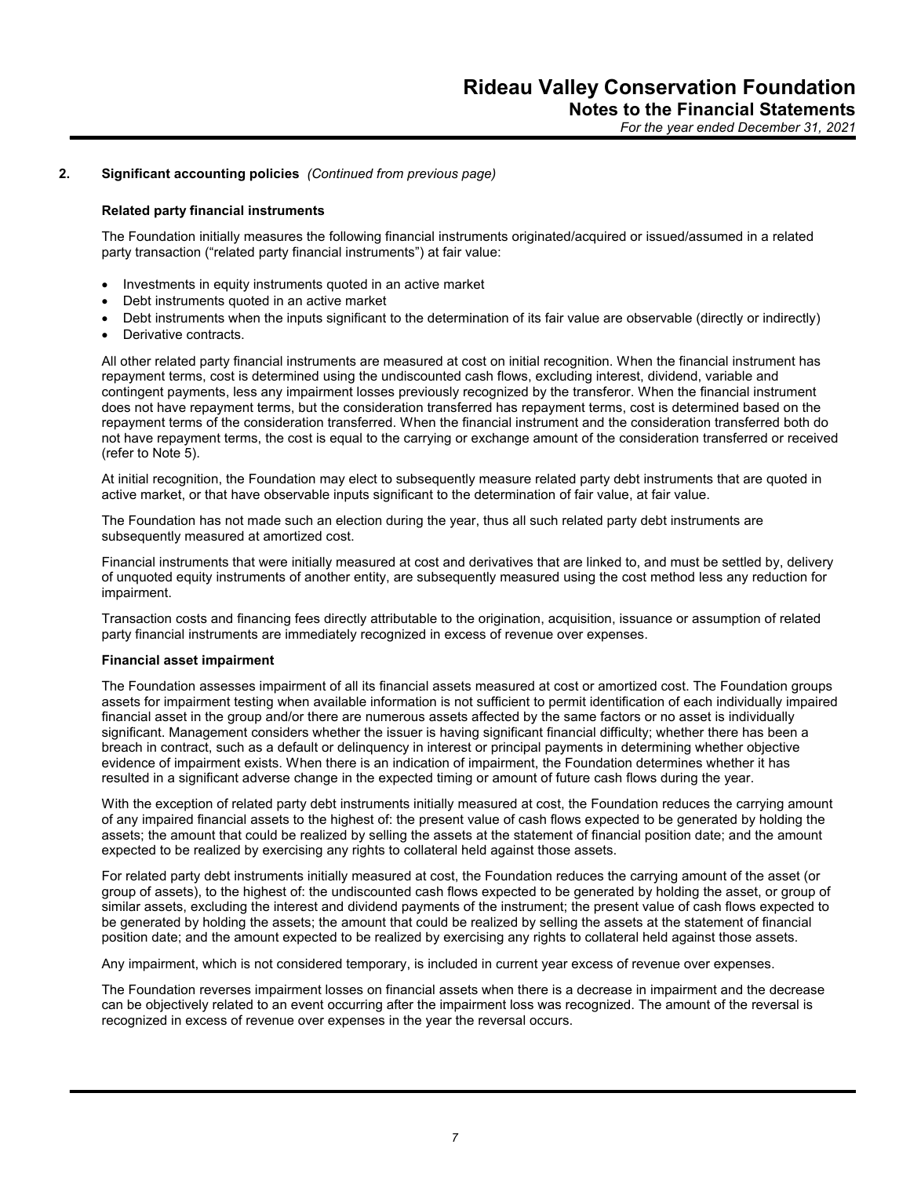## 2. Significant accounting policies *(Continued from previous page)*

### Related party financial instruments

The Foundation initially measures the following financial instruments originated/acquired or issued/assumed in a related party transaction ("related party financial instruments") at fair value:

- Investments in equity instruments quoted in an active market
- Debt instruments quoted in an active market
- Debt instruments when the inputs significant to the determination of its fair value are observable (directly or indirectly)
- Derivative contracts.

All other related party financial instruments are measured at cost on initial recognition. When the financial instrument has repayment terms, cost is determined using the undiscounted cash flows, excluding interest, dividend, variable and contingent payments, less any impairment losses previously recognized by the transferor. When the financial instrument does not have repayment terms, but the consideration transferred has repayment terms, cost is determined based on the repayment terms of the consideration transferred. When the financial instrument and the consideration transferred both do not have repayment terms, the cost is equal to the carrying or exchange amount of the consideration transferred or received (refer to Note 5).

At initial recognition, the Foundation may elect to subsequently measure related party debt instruments that are quoted in active market, or that have observable inputs significant to the determination of fair value, at fair value.

The Foundation has not made such an election during the year, thus all such related party debt instruments are subsequently measured at amortized cost.

Financial instruments that were initially measured at cost and derivatives that are linked to, and must be settled by, delivery of unquoted equity instruments of another entity, are subsequently measured using the cost method less any reduction for impairment.

Transaction costs and financing fees directly attributable to the origination, acquisition, issuance or assumption of related party financial instruments are immediately recognized in excess of revenue over expenses.

### Financial asset impairment

The Foundation assesses impairment of all its financial assets measured at cost or amortized cost. The Foundation groups assets for impairment testing when available information is not sufficient to permit identification of each individually impaired financial asset in the group and/or there are numerous assets affected by the same factors or no asset is individually significant. Management considers whether the issuer is having significant financial difficulty; whether there has been a breach in contract, such as a default or delinquency in interest or principal payments in determining whether objective evidence of impairment exists. When there is an indication of impairment, the Foundation determines whether it has resulted in a significant adverse change in the expected timing or amount of future cash flows during the year.

With the exception of related party debt instruments initially measured at cost, the Foundation reduces the carrying amount of any impaired financial assets to the highest of: the present value of cash flows expected to be generated by holding the assets; the amount that could be realized by selling the assets at the statement of financial position date; and the amount expected to be realized by exercising any rights to collateral held against those assets.

For related party debt instruments initially measured at cost, the Foundation reduces the carrying amount of the asset (or group of assets), to the highest of: the undiscounted cash flows expected to be generated by holding the asset, or group of similar assets, excluding the interest and dividend payments of the instrument; the present value of cash flows expected to be generated by holding the assets; the amount that could be realized by selling the assets at the statement of financial position date; and the amount expected to be realized by exercising any rights to collateral held against those assets.

Any impairment, which is not considered temporary, is included in current year excess of revenue over expenses.

The Foundation reverses impairment losses on financial assets when there is a decrease in impairment and the decrease can be objectively related to an event occurring after the impairment loss was recognized. The amount of the reversal is recognized in excess of revenue over expenses in the year the reversal occurs.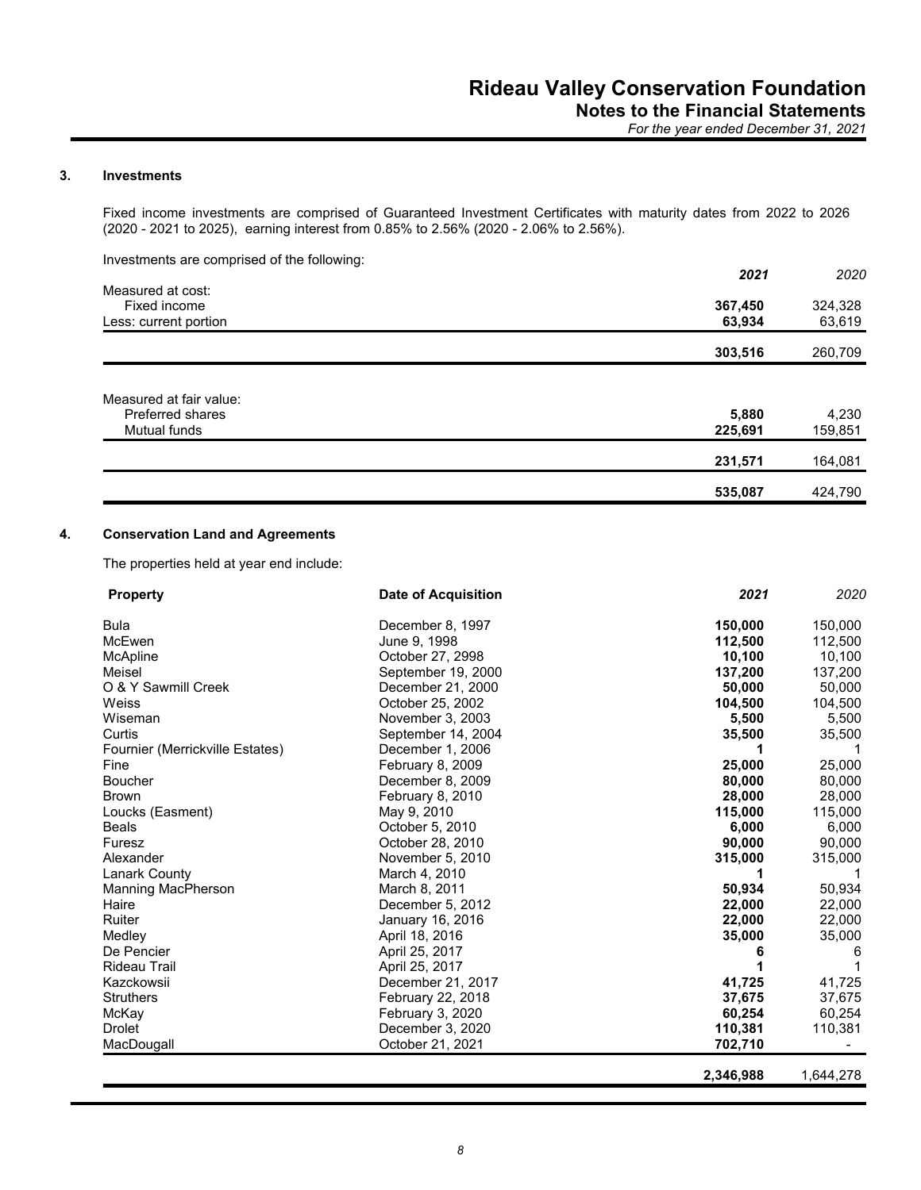### 3. Investments

Fixed income investments are comprised of Guaranteed Investment Certificates with maturity dates from 2022 to 2026 (2020 - 2021 to 2025), earning interest from 0.85% to 2.56% (2020 - 2.06% to 2.56%).

Investments are comprised of the following:

| | ***2021*** | *2020* |
|---|---|---|
| Measured at cost: | | |
| Fixed income | **367,450** | 324,328 |
| Less: current portion | **63,934** | 63,619 |
| | **303,516** | 260,709 |
| Measured at fair value: | | |
| Preferred shares | **5,880** | 4,230 |
| Mutual funds | **225,691** | 159,851 |
| | **231,571** | 164,081 |
| | **535,087** | 424,790 |

### 4. Conservation Land and Agreements

The properties held at year end include:

| **Property** | **Date of Acquisition** | ***2021*** | *2020* |
|---|---|---|---|
| Bula | December 8, 1997 | **150,000** | 150,000 |
| McEwen | June 9, 1998 | **112,500** | 112,500 |
| McApline | October 27, 2998 | **10,100** | 10,100 |
| Meisel | September 19, 2000 | **137,200** | 137,200 |
| O & Y Sawmill Creek | December 21, 2000 | **50,000** | 50,000 |
| Weiss | October 25, 2002 | **104,500** | 104,500 |
| Wiseman | November 3, 2003 | **5,500** | 5,500 |
| Curtis | September 14, 2004 | **35,500** | 35,500 |
| Fournier (Merrickville Estates) | December 1, 2006 | **1** | 1 |
| Fine | February 8, 2009 | **25,000** | 25,000 |
| Boucher | December 8, 2009 | **80,000** | 80,000 |
| Brown | February 8, 2010 | **28,000** | 28,000 |
| Loucks (Easment) | May 9, 2010 | **115,000** | 115,000 |
| Beals | October 5, 2010 | **6,000** | 6,000 |
| Furesz | October 28, 2010 | **90,000** | 90,000 |
| Alexander | November 5, 2010 | **315,000** | 315,000 |
| Lanark County | March 4, 2010 | **1** | 1 |
| Manning MacPherson | March 8, 2011 | **50,934** | 50,934 |
| Haire | December 5, 2012 | **22,000** | 22,000 |
| Ruiter | January 16, 2016 | **22,000** | 22,000 |
| Medley | April 18, 2016 | **35,000** | 35,000 |
| De Pencier | April 25, 2017 | **6** | 6 |
| Rideau Trail | April 25, 2017 | **1** | 1 |
| Kazckowsii | December 21, 2017 | **41,725** | 41,725 |
| Struthers | February 22, 2018 | **37,675** | 37,675 |
| McKay | February 3, 2020 | **60,254** | 60,254 |
| Drolet | December 3, 2020 | **110,381** | 110,381 |
| MacDougall | October 21, 2021 | **702,710** | - |
| | | **2,346,988** | 1,644,278 |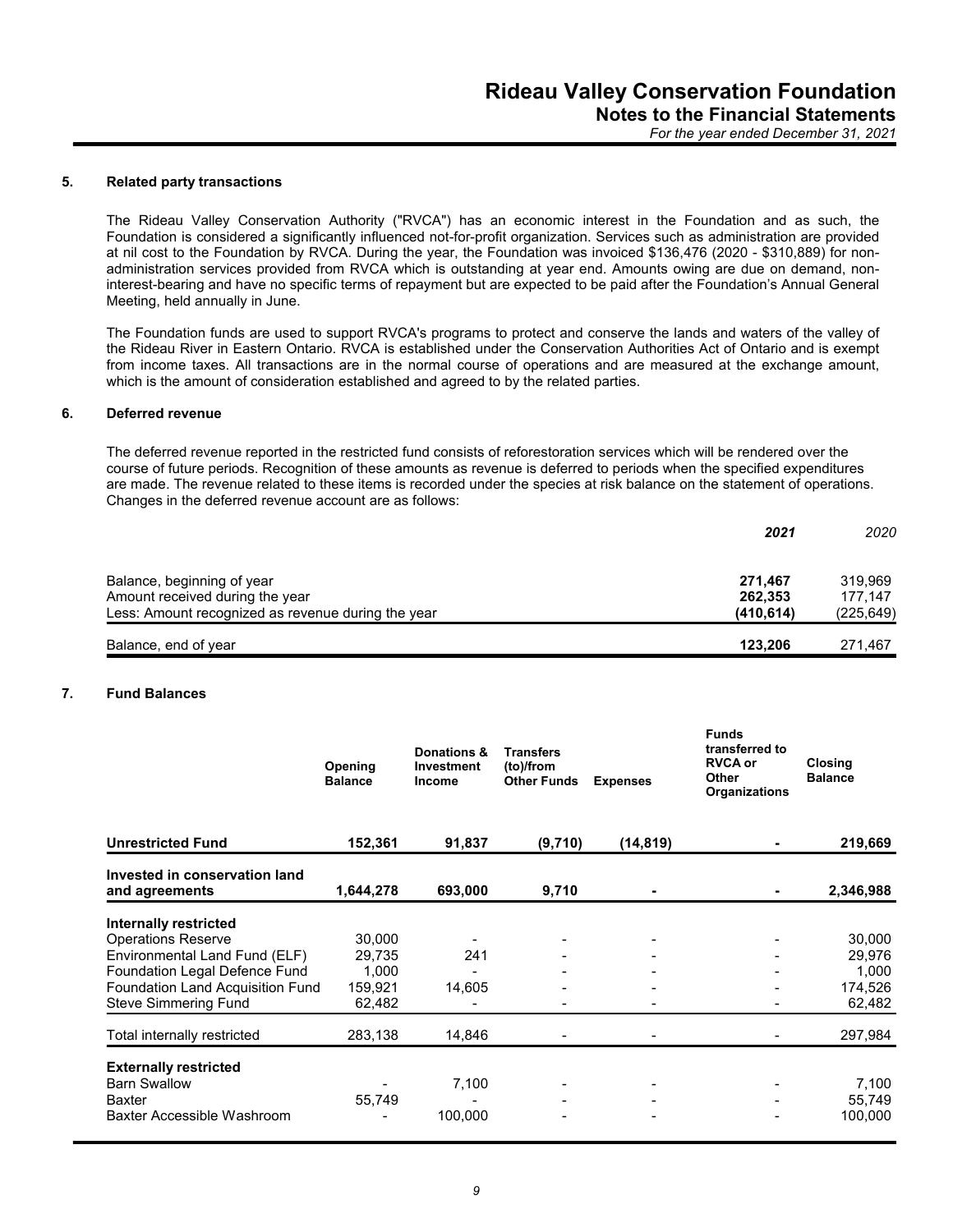## 5. Related party transactions

The Rideau Valley Conservation Authority ("RVCA") has an economic interest in the Foundation and as such, the Foundation is considered a significantly influenced not-for-profit organization. Services such as administration are provided at nil cost to the Foundation by RVCA. During the year, the Foundation was invoiced $136,476 (2020 - $310,889) for non-administration services provided from RVCA which is outstanding at year end. Amounts owing are due on demand, non-interest-bearing and have no specific terms of repayment but are expected to be paid after the Foundation's Annual General Meeting, held annually in June.

The Foundation funds are used to support RVCA's programs to protect and conserve the lands and waters of the valley of the Rideau River in Eastern Ontario. RVCA is established under the Conservation Authorities Act of Ontario and is exempt from income taxes. All transactions are in the normal course of operations and are measured at the exchange amount, which is the amount of consideration established and agreed to by the related parties.

## 6. Deferred revenue

The deferred revenue reported in the restricted fund consists of reforestoration services which will be rendered over the course of future periods. Recognition of these amounts as revenue is deferred to periods when the specified expenditures are made. The revenue related to these items is recorded under the species at risk balance on the statement of operations. Changes in the deferred revenue account are as follows:

| | ***2021*** | *2020* |
|---|---|---|
| Balance, beginning of year | **271,467** | 319,969 |
| Amount received during the year | **262,353** | 177,147 |
| Less: Amount recognized as revenue during the year | **(410,614)** | (225,649) |
| Balance, end of year | **123,206** | 271,467 |

## 7. Fund Balances

| | Opening Balance | Donations & Investment Income | Transfers (to)/from Other Funds | Expenses | Funds transferred to RVCA or Other Organizations | Closing Balance |
|---|---|---|---|---|---|---|
| **Unrestricted Fund** | **152,361** | **91,837** | **(9,710)** | **(14,819)** | **-** | **219,669** |
| **Invested in conservation land and agreements** | **1,644,278** | **693,000** | **9,710** | **-** | **-** | **2,346,988** |
| **Internally restricted** | | | | | | |
| Operations Reserve | 30,000 | - | - | - | - | 30,000 |
| Environmental Land Fund (ELF) | 29,735 | 241 | - | - | - | 29,976 |
| Foundation Legal Defence Fund | 1,000 | - | - | - | - | 1,000 |
| Foundation Land Acquisition Fund | 159,921 | 14,605 | - | - | - | 174,526 |
| Steve Simmering Fund | 62,482 | - | - | - | - | 62,482 |
| Total internally restricted | 283,138 | 14,846 | - | - | - | 297,984 |
| **Externally restricted** | | | | | | |
| Barn Swallow | - | 7,100 | - | - | - | 7,100 |
| Baxter | 55,749 | - | - | - | - | 55,749 |
| Baxter Accessible Washroom | - | 100,000 | - | - | - | 100,000 |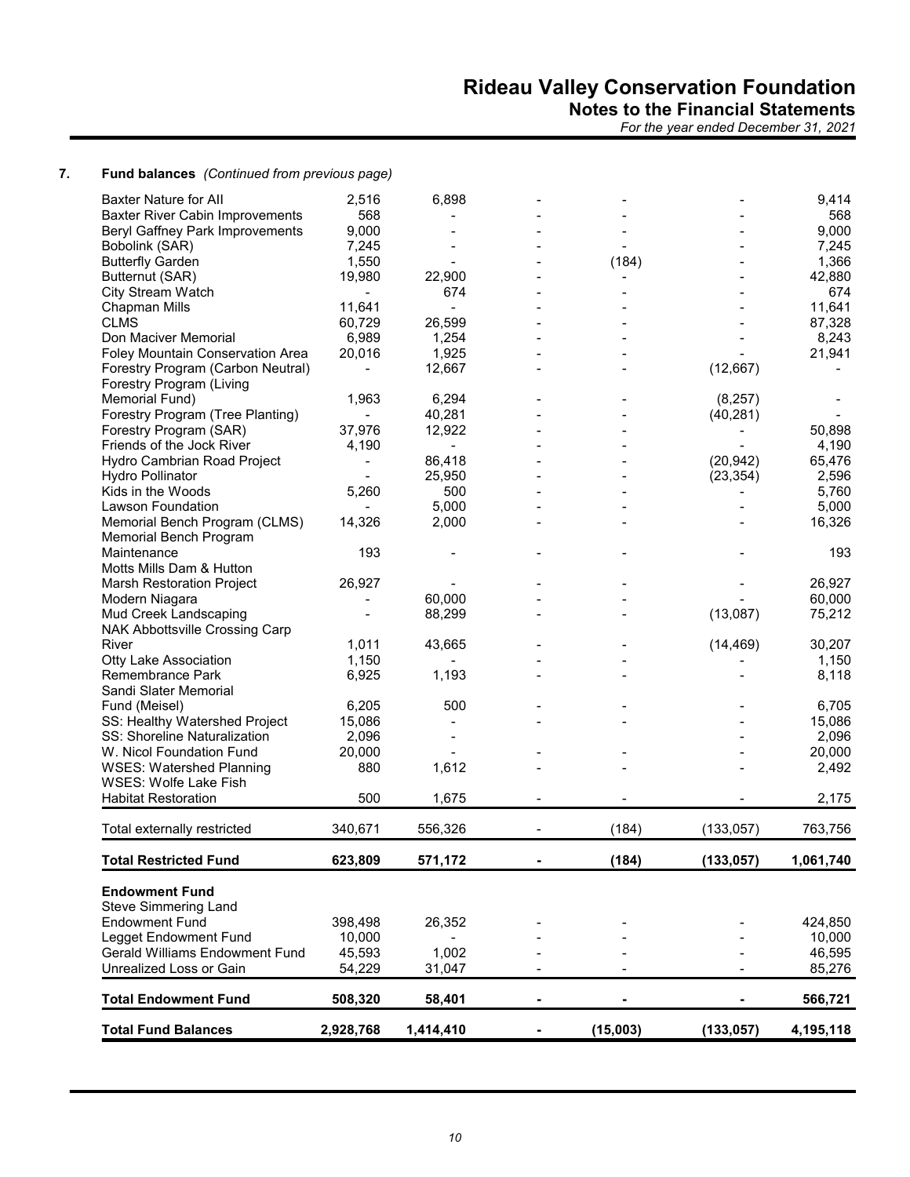## 7. Fund balances *(Continued from previous page)*

| | | | | | | |
|---|---|---|---|---|---|---|
| Baxter Nature for All | 2,516 | 6,898 | - | - | - | 9,414 |
| Baxter River Cabin Improvements | 568 | - | - | - | - | 568 |
| Beryl Gaffney Park Improvements | 9,000 | - | - | - | - | 9,000 |
| Bobolink (SAR) | 7,245 | - | - | - | - | 7,245 |
| Butterfly Garden | 1,550 | - | - | (184) | - | 1,366 |
| Butternut (SAR) | 19,980 | 22,900 | - | - | - | 42,880 |
| City Stream Watch | - | 674 | - | - | - | 674 |
| Chapman Mills | 11,641 | - | - | - | - | 11,641 |
| CLMS | 60,729 | 26,599 | - | - | - | 87,328 |
| Don Maciver Memorial | 6,989 | 1,254 | - | - | - | 8,243 |
| Foley Mountain Conservation Area | 20,016 | 1,925 | - | - | - | 21,941 |
| Forestry Program (Carbon Neutral) | - | 12,667 | - | - | (12,667) | - |
| Forestry Program (Living Memorial Fund) | 1,963 | 6,294 | - | - | (8,257) | - |
| Forestry Program (Tree Planting) | - | 40,281 | - | - | (40,281) | - |
| Forestry Program (SAR) | 37,976 | 12,922 | - | - | - | 50,898 |
| Friends of the Jock River | 4,190 | - | - | - | - | 4,190 |
| Hydro Cambrian Road Project | - | 86,418 | - | - | (20,942) | 65,476 |
| Hydro Pollinator | - | 25,950 | - | - | (23,354) | 2,596 |
| Kids in the Woods | 5,260 | 500 | - | - | - | 5,760 |
| Lawson Foundation | - | 5,000 | - | - | - | 5,000 |
| Memorial Bench Program (CLMS) | 14,326 | 2,000 | - | - | - | 16,326 |
| Memorial Bench Program Maintenance | 193 | - | - | - | - | 193 |
| Motts Mills Dam & Hutton Marsh Restoration Project | 26,927 | - | - | - | - | 26,927 |
| Modern Niagara | - | 60,000 | - | - | - | 60,000 |
| Mud Creek Landscaping | - | 88,299 | - | - | (13,087) | 75,212 |
| NAK Abbottsville Crossing Carp River | 1,011 | 43,665 | - | - | (14,469) | 30,207 |
| Otty Lake Association | 1,150 | - | - | - | - | 1,150 |
| Remembrance Park | 6,925 | 1,193 | - | - | - | 8,118 |
| Sandi Slater Memorial Fund (Meisel) | 6,205 | 500 | - | - | - | 6,705 |
| SS: Healthy Watershed Project | 15,086 | - | - | - | - | 15,086 |
| SS: Shoreline Naturalization | 2,096 | - | - | - | - | 2,096 |
| W. Nicol Foundation Fund | 20,000 | - | - | - | - | 20,000 |
| WSES: Watershed Planning | 880 | 1,612 | - | - | - | 2,492 |
| WSES: Wolfe Lake Fish Habitat Restoration | 500 | 1,675 | - | - | - | 2,175 |
| Total externally restricted | 340,671 | 556,326 | - | (184) | (133,057) | 763,756 |
| **Total Restricted Fund** | **623,809** | **571,172** | **-** | **(184)** | **(133,057)** | **1,061,740** |
| **Endowment Fund** | | | | | | |
| Steve Simmering Land Endowment Fund | 398,498 | 26,352 | - | - | - | 424,850 |
| Legget Endowment Fund | 10,000 | - | - | - | - | 10,000 |
| Gerald Williams Endowment Fund | 45,593 | 1,002 | - | - | - | 46,595 |
| Unrealized Loss or Gain | 54,229 | 31,047 | - | - | - | 85,276 |
| **Total Endowment Fund** | **508,320** | **58,401** | **-** | **-** | **-** | **566,721** |
| **Total Fund Balances** | **2,928,768** | **1,414,410** | **-** | **(15,003)** | **(133,057)** | **4,195,118** |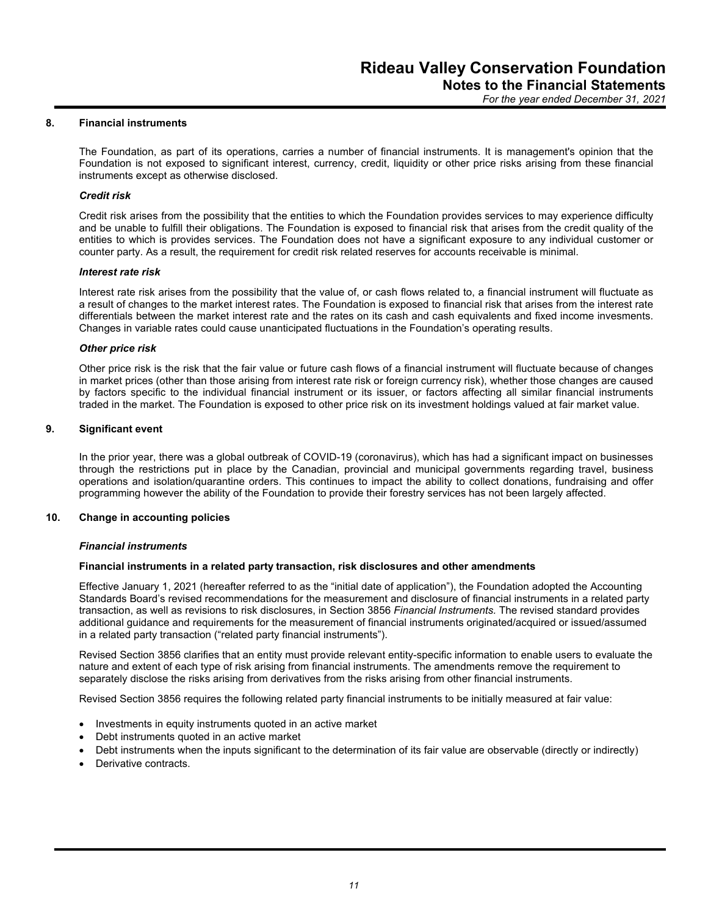## 8. Financial instruments

The Foundation, as part of its operations, carries a number of financial instruments. It is management's opinion that the Foundation is not exposed to significant interest, currency, credit, liquidity or other price risks arising from these financial instruments except as otherwise disclosed.

### *Credit risk*

Credit risk arises from the possibility that the entities to which the Foundation provides services to may experience difficulty and be unable to fulfill their obligations. The Foundation is exposed to financial risk that arises from the credit quality of the entities to which is provides services. The Foundation does not have a significant exposure to any individual customer or counter party. As a result, the requirement for credit risk related reserves for accounts receivable is minimal.

### *Interest rate risk*

Interest rate risk arises from the possibility that the value of, or cash flows related to, a financial instrument will fluctuate as a result of changes to the market interest rates. The Foundation is exposed to financial risk that arises from the interest rate differentials between the market interest rate and the rates on its cash and cash equivalents and fixed income invesments. Changes in variable rates could cause unanticipated fluctuations in the Foundation's operating results.

### *Other price risk*

Other price risk is the risk that the fair value or future cash flows of a financial instrument will fluctuate because of changes in market prices (other than those arising from interest rate risk or foreign currency risk), whether those changes are caused by factors specific to the individual financial instrument or its issuer, or factors affecting all similar financial instruments traded in the market. The Foundation is exposed to other price risk on its investment holdings valued at fair market value.

## 9. Significant event

In the prior year, there was a global outbreak of COVID-19 (coronavirus), which has had a significant impact on businesses through the restrictions put in place by the Canadian, provincial and municipal governments regarding travel, business operations and isolation/quarantine orders. This continues to impact the ability to collect donations, fundraising and offer programming however the ability of the Foundation to provide their forestry services has not been largely affected.

## 10. Change in accounting policies

### *Financial instruments*

**Financial instruments in a related party transaction, risk disclosures and other amendments**

Effective January 1, 2021 (hereafter referred to as the "initial date of application"), the Foundation adopted the Accounting Standards Board's revised recommendations for the measurement and disclosure of financial instruments in a related party transaction, as well as revisions to risk disclosures, in Section 3856 *Financial Instruments.* The revised standard provides additional guidance and requirements for the measurement of financial instruments originated/acquired or issued/assumed in a related party transaction ("related party financial instruments").

Revised Section 3856 clarifies that an entity must provide relevant entity-specific information to enable users to evaluate the nature and extent of each type of risk arising from financial instruments. The amendments remove the requirement to separately disclose the risks arising from derivatives from the risks arising from other financial instruments.

Revised Section 3856 requires the following related party financial instruments to be initially measured at fair value:

- Investments in equity instruments quoted in an active market
- Debt instruments quoted in an active market
- Debt instruments when the inputs significant to the determination of its fair value are observable (directly or indirectly)
- Derivative contracts.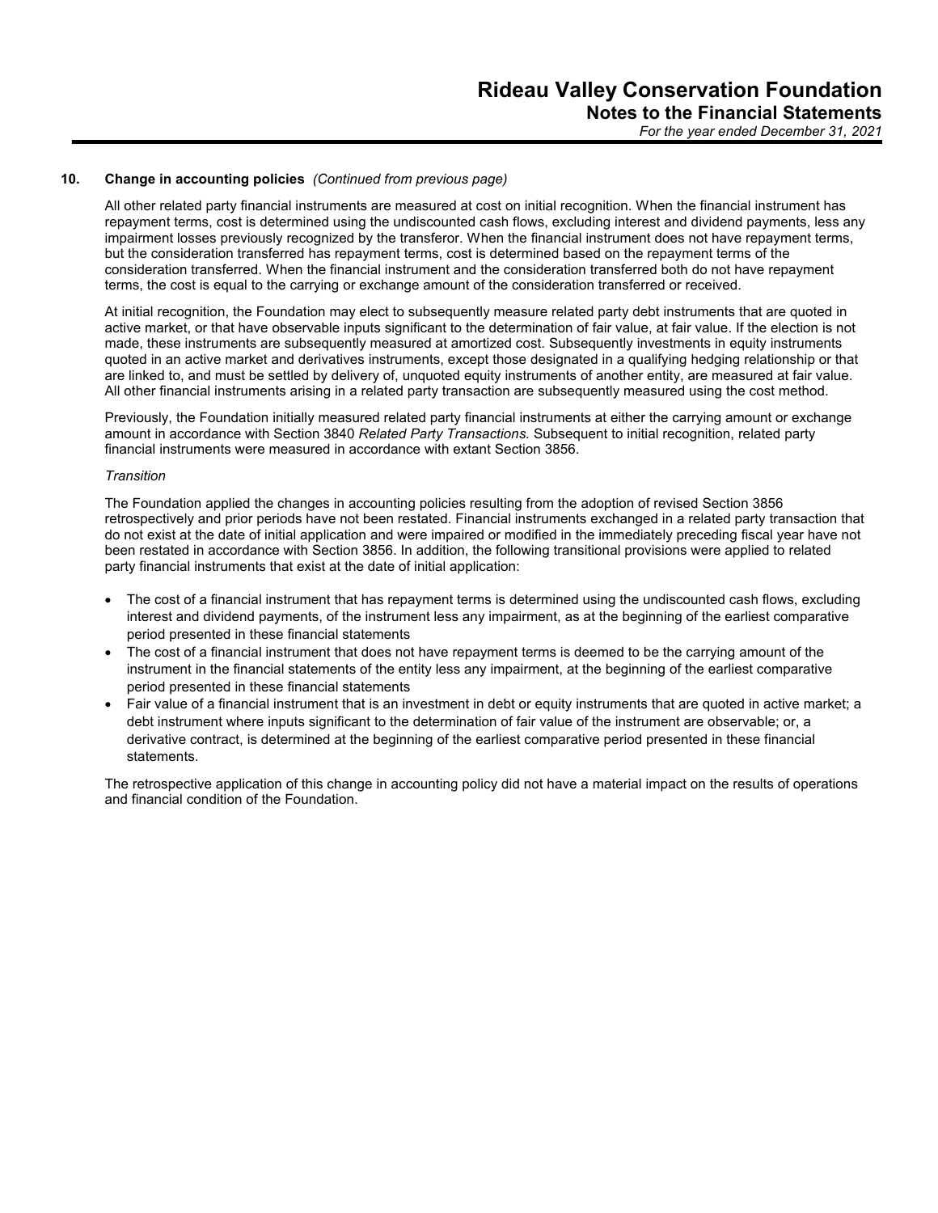## 10. Change in accounting policies *(Continued from previous page)*

All other related party financial instruments are measured at cost on initial recognition. When the financial instrument has repayment terms, cost is determined using the undiscounted cash flows, excluding interest and dividend payments, less any impairment losses previously recognized by the transferor. When the financial instrument does not have repayment terms, but the consideration transferred has repayment terms, cost is determined based on the repayment terms of the consideration transferred. When the financial instrument and the consideration transferred both do not have repayment terms, the cost is equal to the carrying or exchange amount of the consideration transferred or received.

At initial recognition, the Foundation may elect to subsequently measure related party debt instruments that are quoted in active market, or that have observable inputs significant to the determination of fair value, at fair value. If the election is not made, these instruments are subsequently measured at amortized cost. Subsequently investments in equity instruments quoted in an active market and derivatives instruments, except those designated in a qualifying hedging relationship or that are linked to, and must be settled by delivery of, unquoted equity instruments of another entity, are measured at fair value. All other financial instruments arising in a related party transaction are subsequently measured using the cost method.

Previously, the Foundation initially measured related party financial instruments at either the carrying amount or exchange amount in accordance with Section 3840 *Related Party Transactions.* Subsequent to initial recognition, related party financial instruments were measured in accordance with extant Section 3856.

*Transition*

The Foundation applied the changes in accounting policies resulting from the adoption of revised Section 3856 retrospectively and prior periods have not been restated. Financial instruments exchanged in a related party transaction that do not exist at the date of initial application and were impaired or modified in the immediately preceding fiscal year have not been restated in accordance with Section 3856. In addition, the following transitional provisions were applied to related party financial instruments that exist at the date of initial application:

- The cost of a financial instrument that has repayment terms is determined using the undiscounted cash flows, excluding interest and dividend payments, of the instrument less any impairment, as at the beginning of the earliest comparative period presented in these financial statements
- The cost of a financial instrument that does not have repayment terms is deemed to be the carrying amount of the instrument in the financial statements of the entity less any impairment, at the beginning of the earliest comparative period presented in these financial statements
- Fair value of a financial instrument that is an investment in debt or equity instruments that are quoted in active market; a debt instrument where inputs significant to the determination of fair value of the instrument are observable; or, a derivative contract, is determined at the beginning of the earliest comparative period presented in these financial statements.

The retrospective application of this change in accounting policy did not have a material impact on the results of operations and financial condition of the Foundation.